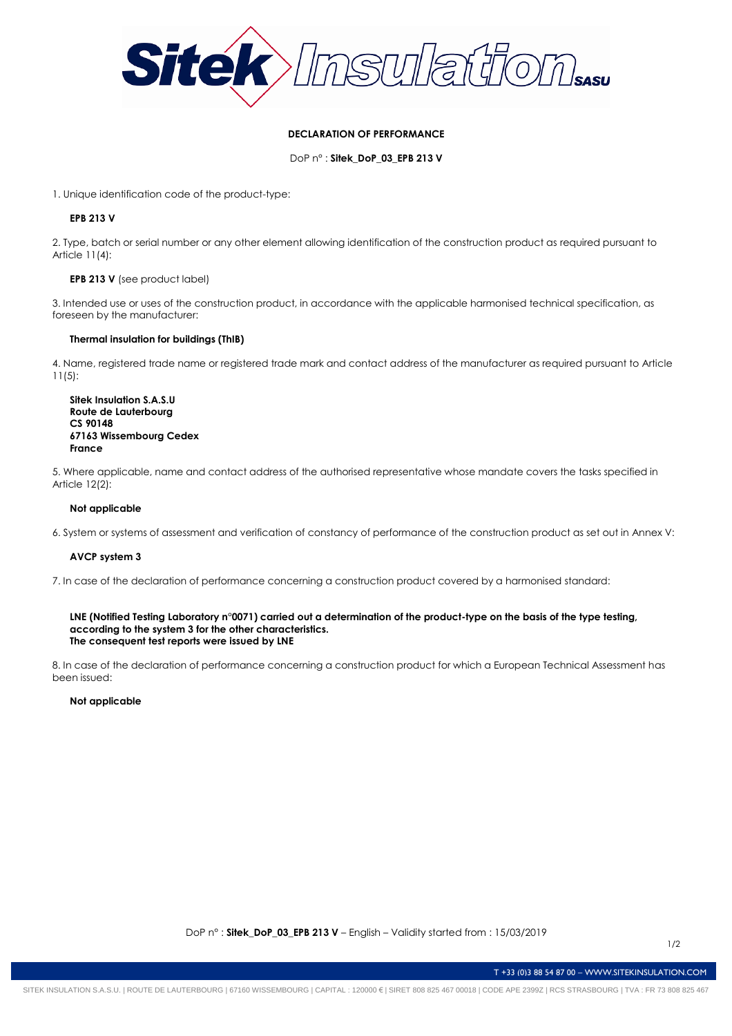# DECLARATION OF PERFORMANCE

DoP n° : **Sitek_DoP_03_EPB 213 V**

1. Unique identification code of the product-type:

   **EPB 213 V**

2. Type, batch or serial number or any other element allowing identification of the construction product as required pursuant to Article 11(4):

   **EPB 213 V** (see product label)

3. Intended use or uses of the construction product, in accordance with the applicable harmonised technical specification, as foreseen by the manufacturer:

   **Thermal insulation for buildings (ThIB)**

4. Name, registered trade name or registered trade mark and contact address of the manufacturer as required pursuant to Article 11(5):

   **Sitek Insulation S.A.S.U**
   **Route de Lauterbourg**
   **CS 90148**
   **67163 Wissembourg Cedex**
   **France**

5. Where applicable, name and contact address of the authorised representative whose mandate covers the tasks specified in Article 12(2):

   **Not applicable**

6. System or systems of assessment and verification of constancy of performance of the construction product as set out in Annex V:

   **AVCP system 3**

7. In case of the declaration of performance concerning a construction product covered by a harmonised standard:

   **LNE (Notified Testing Laboratory n°0071) carried out a determination of the product-type on the basis of the type testing, according to the system 3 for the other characteristics.**
   **The consequent test reports were issued by LNE**

8. In case of the declaration of performance concerning a construction product for which a European Technical Assessment has been issued:

   **Not applicable**

DoP n° : **Sitek_DoP_03_EPB 213 V** – English – Validity started from : 15/03/2019

T +33 (0)3 88 54 87 00 – WWW.SITEKINSULATION.COM

SITEK INSULATION S.A.S.U. | ROUTE DE LAUTERBOURG | 67160 WISSEMBOURG | CAPITAL : 120000 € | SIRET 808 825 467 00018 | CODE APE 2399Z | RCS STRASBOURG | TVA : FR 73 808 825 467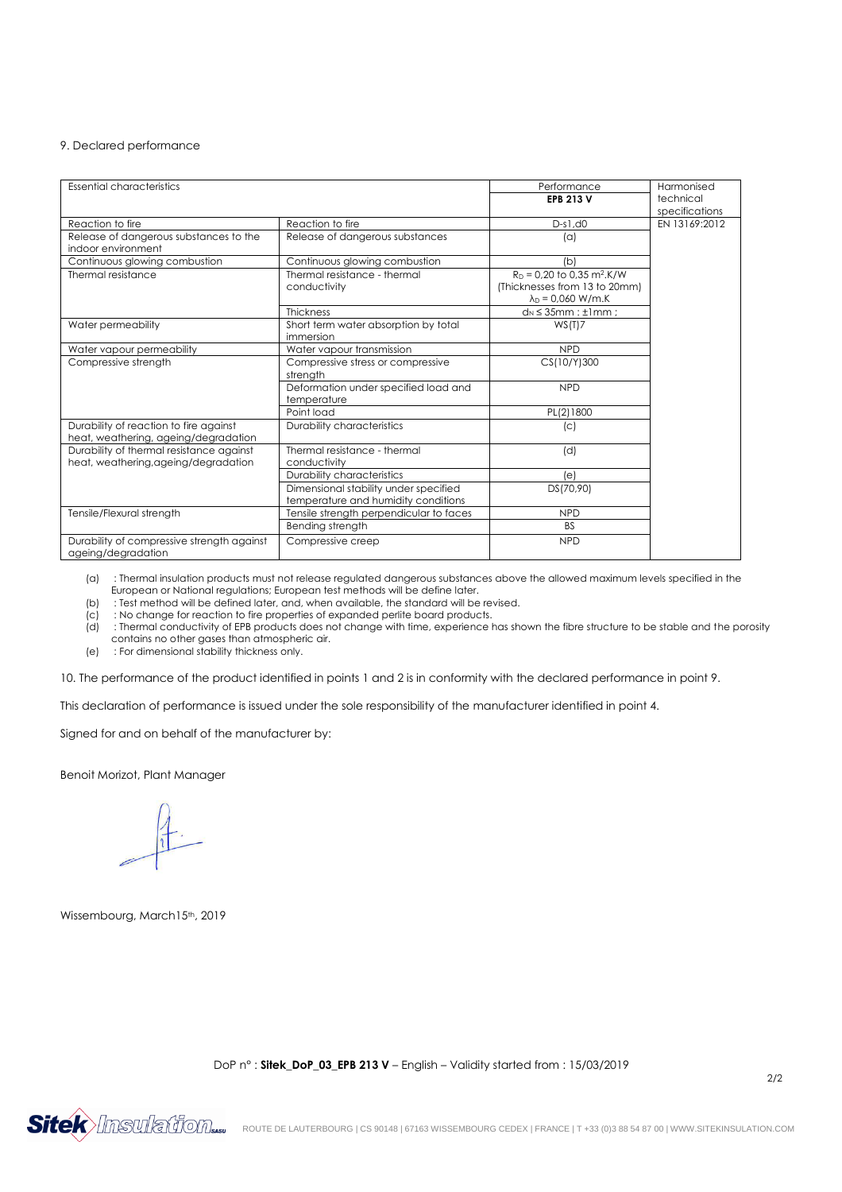9. Declared performance

| Essential characteristics | | Performance **EPB 213 V** | Harmonised technical specifications |
|---|---|---|---|
| Reaction to fire | Reaction to fire | D-s1,d0 | EN 13169:2012 |
| Release of dangerous substances to the indoor environment | Release of dangerous substances | (a) | |
| Continuous glowing combustion | Continuous glowing combustion | (b) | |
| Thermal resistance | Thermal resistance - thermal conductivity | $R_D$ = 0,20 to 0,35 m².K/W (Thicknesses from 13 to 20mm) $\lambda_D$ = 0,060 W/m.K | |
| | Thickness | $d_N \leq 35$mm : ±1mm ; | |
| Water permeability | Short term water absorption by total immersion | WS(T)7 | |
| Water vapour permeability | Water vapour transmission | NPD | |
| Compressive strength | Compressive stress or compressive strength | CS(10/Y)300 | |
| | Deformation under specified load and temperature | NPD | |
| | Point load | PL(2)1800 | |
| Durability of reaction to fire against heat, weathering, ageing/degradation | Durability characteristics | (c) | |
| Durability of thermal resistance against heat, weathering,ageing/degradation | Thermal resistance - thermal conductivity | (d) | |
| | Durability characteristics | (e) | |
| | Dimensional stability under specified temperature and humidity conditions | DS(70,90) | |
| Tensile/Flexural strength | Tensile strength perpendicular to faces | NPD | |
| | Bending strength | BS | |
| Durability of compressive strength against ageing/degradation | Compressive creep | NPD | |

(a) : Thermal insulation products must not release regulated dangerous substances above the allowed maximum levels specified in the European or National regulations; European test methods will be define later.
(b) : Test method will be defined later, and, when available, the standard will be revised.
(c) : No change for reaction to fire properties of expanded perlite board products.
(d) : Thermal conductivity of EPB products does not change with time, experience has shown the fibre structure to be stable and the porosity contains no other gases than atmospheric air.
(e) : For dimensional stability thickness only.

10. The performance of the product identified in points 1 and 2 is in conformity with the declared performance in point 9.

This declaration of performance is issued under the sole responsibility of the manufacturer identified in point 4.

Signed for and on behalf of the manufacturer by:

Benoit Morizot, Plant Manager

Wissembourg, March15th, 2019

DoP n° : **Sitek_DoP_03_EPB 213 V** – English – Validity started from : 15/03/2019

ROUTE DE LAUTERBOURG | CS 90148 | 67163 WISSEMBOURG CEDEX | FRANCE | T +33 (0)3 88 54 87 00 | WWW.SITEKINSULATION.COM